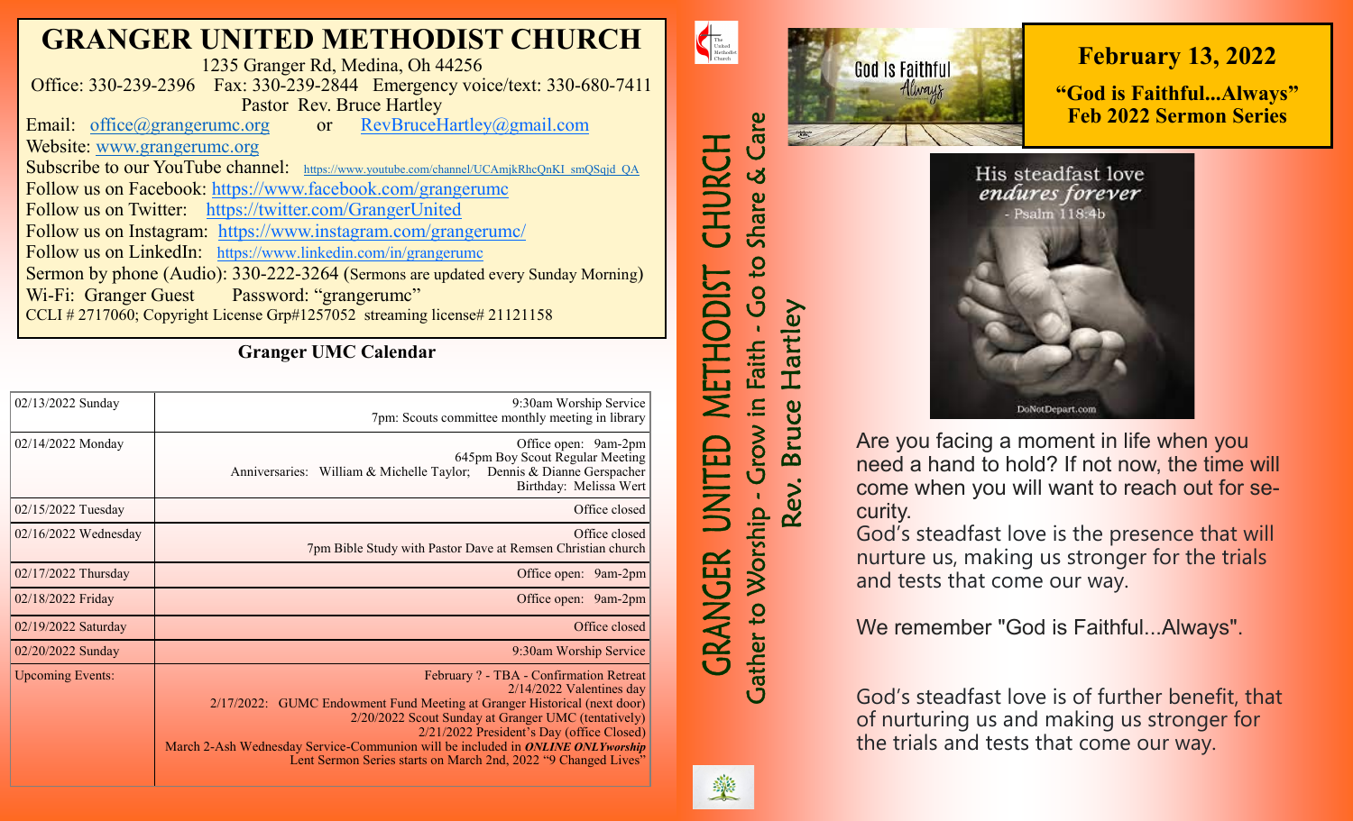# GRANGER UNITED METHODIST CHURCH

1235 Granger Rd, Medina, Oh 44256

Office: 330-239-2396 Fax: 330-239-2844 Emergency voice/text: 330-680-7411

Pastor Rev. Bruce Hartley

Email: office@grangerumc.org or RevBruceHartley@gmail.com

Website: www.grangerumc.org

Subscribe to our YouTube channel: https://www.youtube.com/channel/UCAmjkRhcQnKI_smQSqjd_QA

Follow us on Facebook: https://www.facebook.com/grangerumc

Follow us on Twitter: https://twitter.com/GrangerUnited

Follow us on Instagram: https://www.instagram.com/grangerumc/

Follow us on LinkedIn: https://www.linkedin.com/in/grangerumc

Sermon by phone (Audio): 330-222-3264 (Sermons are updated every Sunday Morning)

Wi-Fi: Granger Guest Password: "grangerumc"

CCLI # 2717060; Copyright License Grp#1257052 streaming license# 21121158

## Granger UMC Calendar

| Date | Events |
|---|---|
| 02/13/2022 Sunday | 9:30am Worship Service<br>7pm: Scouts committee monthly meeting in library |
| 02/14/2022 Monday | Office open: 9am-2pm<br>645pm Boy Scout Regular Meeting<br>Anniversaries: William & Michelle Taylor; Dennis & Dianne Gerspacher<br>Birthday: Melissa Wert |
| 02/15/2022 Tuesday | Office closed |
| 02/16/2022 Wednesday | Office closed<br>7pm Bible Study with Pastor Dave at Remsen Christian church |
| 02/17/2022 Thursday | Office open: 9am-2pm |
| 02/18/2022 Friday | Office open: 9am-2pm |
| 02/19/2022 Saturday | Office closed |
| 02/20/2022 Sunday | 9:30am Worship Service |
| Upcoming Events: | February ? - TBA - Confirmation Retreat<br>2/14/2022 Valentines day<br>2/17/2022: GUMC Endowment Fund Meeting at Granger Historical (next door)<br>2/20/2022 Scout Sunday at Granger UMC (tentatively)<br>2/21/2022 President's Day (office Closed)<br>March 2-Ash Wednesday Service-Communion will be included in ***ONLINE ONLYworship***<br>Lent Sermon Series starts on March 2nd, 2022 "9 Changed Lives" |

# GRANGER UNITED METHODIST CHURCH

Gather to Worship - Grow in Faith - Go to Share & Care

Rev. Bruce Hartley

## February 13, 2022

**"God is Faithful...Always"**
**Feb 2022 Sermon Series**

God Is Faithful Always

His steadfast love endures forever - Psalm 118:4b

DoNotDepart.com

Are you facing a moment in life when you need a hand to hold? If not now, the time will come when you will want to reach out for security.

God's steadfast love is the presence that will nurture us, making us stronger for the trials and tests that come our way.

We remember "God is Faithful...Always".

God's steadfast love is of further benefit, that of nurturing us and making us stronger for the trials and tests that come our way.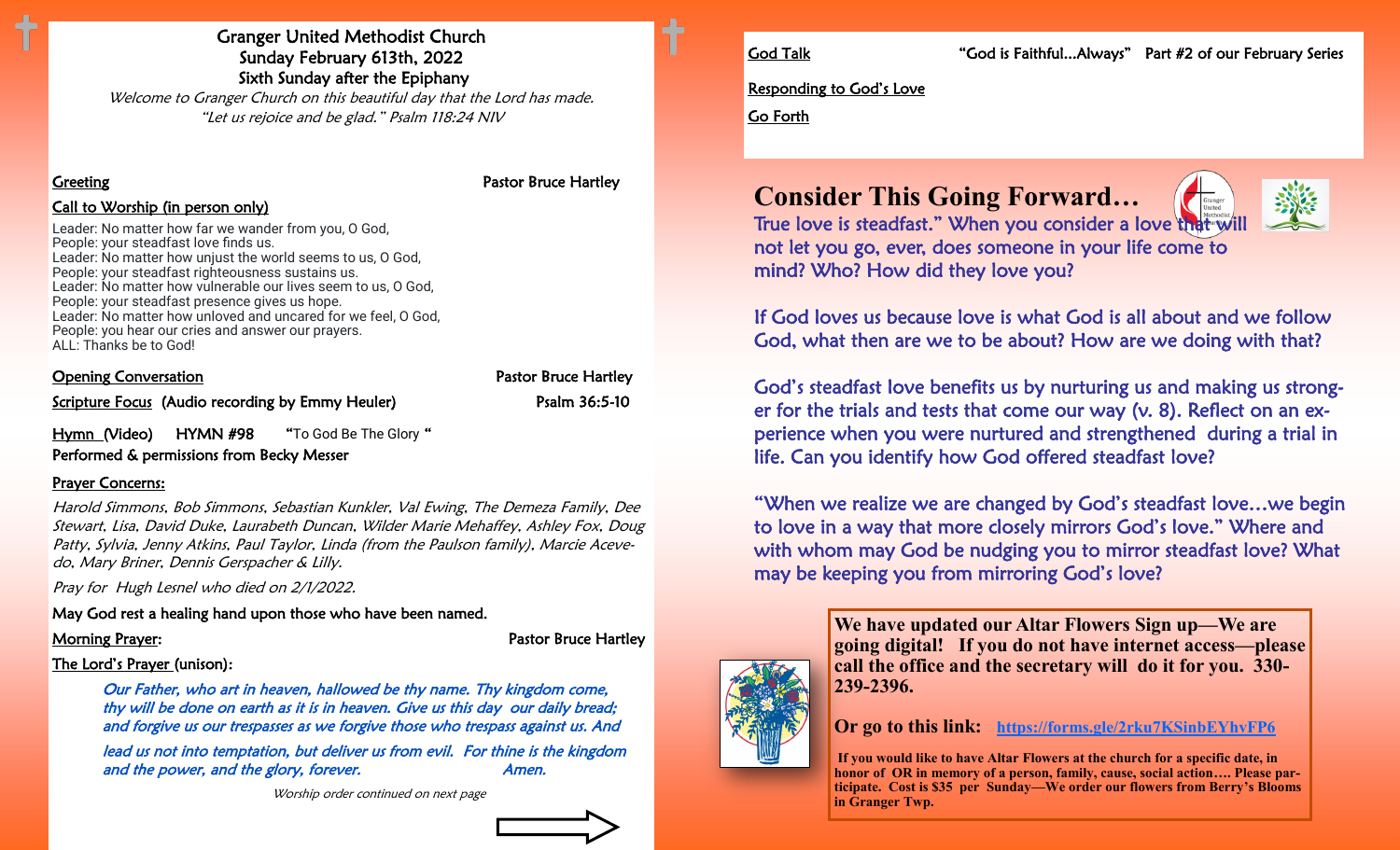# Granger United Methodist Church

## Sunday February 613th, 2022

## Sixth Sunday after the Epiphany

*Welcome to Granger Church on this beautiful day that the Lord has made.*
*"Let us rejoice and be glad." Psalm 118:24 NIV*

Greeting — Pastor Bruce Hartley

Call to Worship (in person only)

Leader: No matter how far we wander from you, O God,
People: your steadfast love finds us.
Leader: No matter how unjust the world seems to us, O God,
People: your steadfast righteousness sustains us.
Leader: No matter how vulnerable our lives seem to us, O God,
People: your steadfast presence gives us hope.
Leader: No matter how unloved and uncared for we feel, O God,
People: you hear our cries and answer our prayers.
ALL: Thanks be to God!

Opening Conversation — Pastor Bruce Hartley

Scripture Focus (Audio recording by Emmy Heuler) — Psalm 36:5-10

Hymn (Video) HYMN #98 "To God Be The Glory "
Performed & permissions from Becky Messer

Prayer Concerns:

*Harold Simmons, Bob Simmons, Sebastian Kunkler, Val Ewing, The Demeza Family, Dee Stewart, Lisa, David Duke, Laurabeth Duncan, Wilder Marie Mehaffey, Ashley Fox, Doug Patty, Sylvia, Jenny Atkins, Paul Taylor, Linda (from the Paulson family), Marcie Acevedo, Mary Briner, Dennis Gerspacher & Lilly.*

*Pray for Hugh Lesnel who died on 2/1/2022.*

May God rest a healing hand upon those who have been named.

Morning Prayer: — Pastor Bruce Hartley

The Lord's Prayer (unison):

*Our Father, who art in heaven, hallowed be thy name. Thy kingdom come, thy will be done on earth as it is in heaven. Give us this day our daily bread; and forgive us our trespasses as we forgive those who trespass against us. And lead us not into temptation, but deliver us from evil. For thine is the kingdom and the power, and the glory, forever. Amen.*

*Worship order continued on next page*

God Talk — "God is Faithful...Always" Part #2 of our February Series

Responding to God's Love

Go Forth

## Consider This Going Forward…

True love is steadfast." When you consider a love that will not let you go, ever, does someone in your life come to mind? Who? How did they love you?

If God loves us because love is what God is all about and we follow God, what then are we to be about? How are we doing with that?

God's steadfast love benefits us by nurturing us and making us stronger for the trials and tests that come our way (v. 8). Reflect on an experience when you were nurtured and strengthened during a trial in life. Can you identify how God offered steadfast love?

"When we realize we are changed by God's steadfast love…we begin to love in a way that more closely mirrors God's love." Where and with whom may God be nudging you to mirror steadfast love? What may be keeping you from mirroring God's love?

**We have updated our Altar Flowers Sign up—We are going digital! If you do not have internet access—please call the office and the secretary will do it for you. 330-239-2396.**

**Or go to this link: https://forms.gle/2rku7KSinbEYhvFP6**

**If you would like to have Altar Flowers at the church for a specific date, in honor of OR in memory of a person, family, cause, social action…. Please participate. Cost is $35 per Sunday—We order our flowers from Berry's Blooms in Granger Twp.**